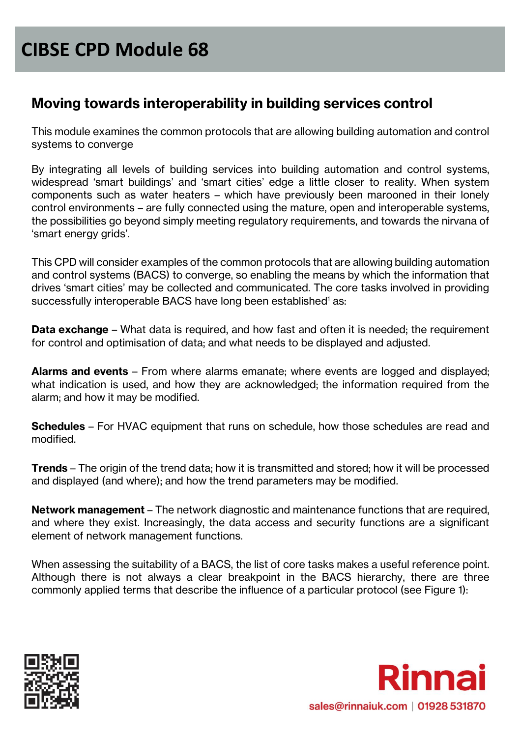# CIBSE CPD Module 68

## Moving towards interoperability in building services control

This module examines the common protocols that are allowing building automation and control systems to converge

By integrating all levels of building services into building automation and control systems, widespread 'smart buildings' and 'smart cities' edge a little closer to reality. When system components such as water heaters – which have previously been marooned in their lonely control environments – are fully connected using the mature, open and interoperable systems, the possibilities go beyond simply meeting regulatory requirements, and towards the nirvana of 'smart energy grids'.

This CPD will consider examples of the common protocols that are allowing building automation and control systems (BACS) to converge, so enabling the means by which the information that drives 'smart cities' may be collected and communicated. The core tasks involved in providing successfully interoperable BACS have long been established[1] as:

**Data exchange** – What data is required, and how fast and often it is needed; the requirement for control and optimisation of data; and what needs to be displayed and adjusted.

**Alarms and events** – From where alarms emanate; where events are logged and displayed; what indication is used, and how they are acknowledged; the information required from the alarm; and how it may be modified.

**Schedules** – For HVAC equipment that runs on schedule, how those schedules are read and modified.

**Trends** – The origin of the trend data; how it is transmitted and stored; how it will be processed and displayed (and where); and how the trend parameters may be modified.

**Network management** – The network diagnostic and maintenance functions that are required, and where they exist. Increasingly, the data access and security functions are a significant element of network management functions.

When assessing the suitability of a BACS, the list of core tasks makes a useful reference point. Although there is not always a clear breakpoint in the BACS hierarchy, there are three commonly applied terms that describe the influence of a particular protocol (see Figure 1):

Rinnai

sales@rinnaiuk.com | 01928 531870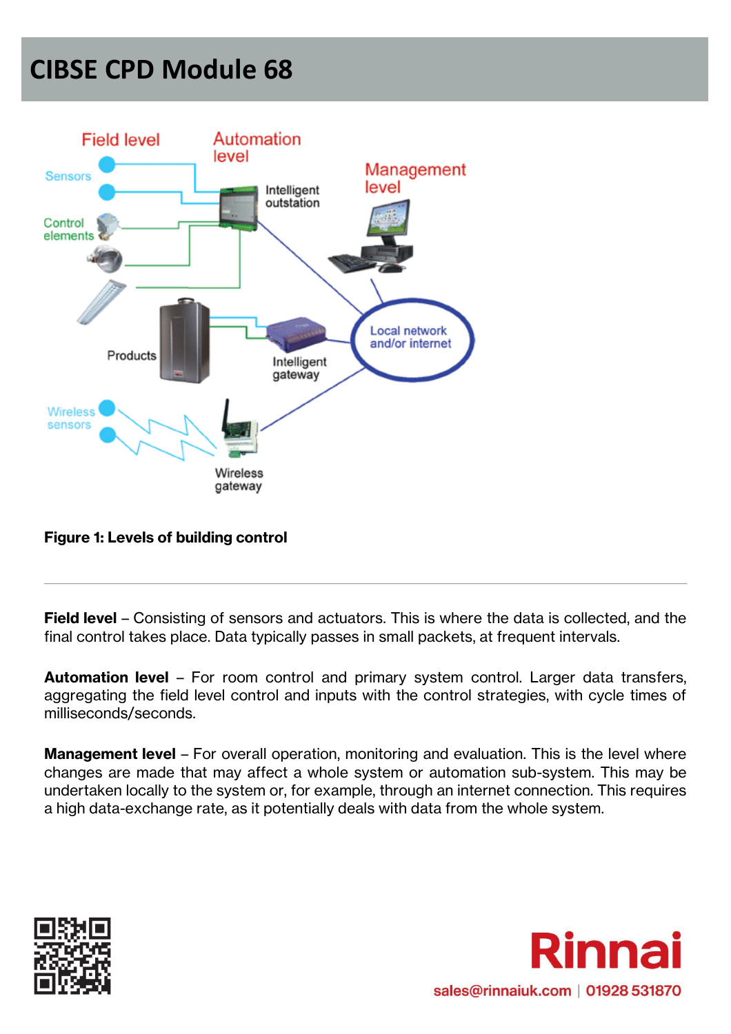Figure 1: Levels of building control

**Field level** – Consisting of sensors and actuators. This is where the data is collected, and the final control takes place. Data typically passes in small packets, at frequent intervals.

**Automation level** – For room control and primary system control. Larger data transfers, aggregating the field level control and inputs with the control strategies, with cycle times of milliseconds/seconds.

**Management level** – For overall operation, monitoring and evaluation. This is the level where changes are made that may affect a whole system or automation sub-system. This may be undertaken locally to the system or, for example, through an internet connection. This requires a high data-exchange rate, as it potentially deals with data from the whole system.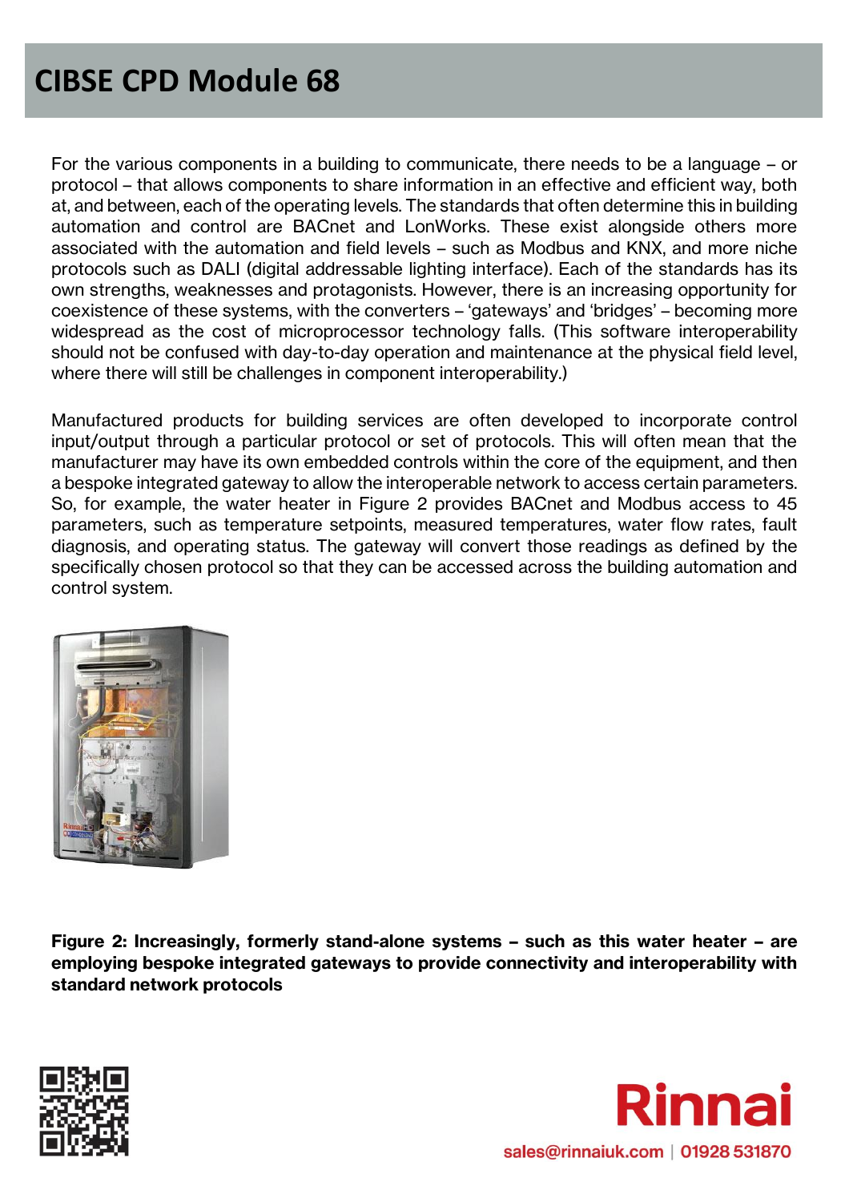For the various components in a building to communicate, there needs to be a language – or protocol – that allows components to share information in an effective and efficient way, both at, and between, each of the operating levels. The standards that often determine this in building automation and control are BACnet and LonWorks. These exist alongside others more associated with the automation and field levels – such as Modbus and KNX, and more niche protocols such as DALI (digital addressable lighting interface). Each of the standards has its own strengths, weaknesses and protagonists. However, there is an increasing opportunity for coexistence of these systems, with the converters – 'gateways' and 'bridges' – becoming more widespread as the cost of microprocessor technology falls. (This software interoperability should not be confused with day-to-day operation and maintenance at the physical field level, where there will still be challenges in component interoperability.)

Manufactured products for building services are often developed to incorporate control input/output through a particular protocol or set of protocols. This will often mean that the manufacturer may have its own embedded controls within the core of the equipment, and then a bespoke integrated gateway to allow the interoperable network to access certain parameters. So, for example, the water heater in Figure 2 provides BACnet and Modbus access to 45 parameters, such as temperature setpoints, measured temperatures, water flow rates, fault diagnosis, and operating status. The gateway will convert those readings as defined by the specifically chosen protocol so that they can be accessed across the building automation and control system.

**Figure 2: Increasingly, formerly stand-alone systems – such as this water heater – are employing bespoke integrated gateways to provide connectivity and interoperability with standard network protocols**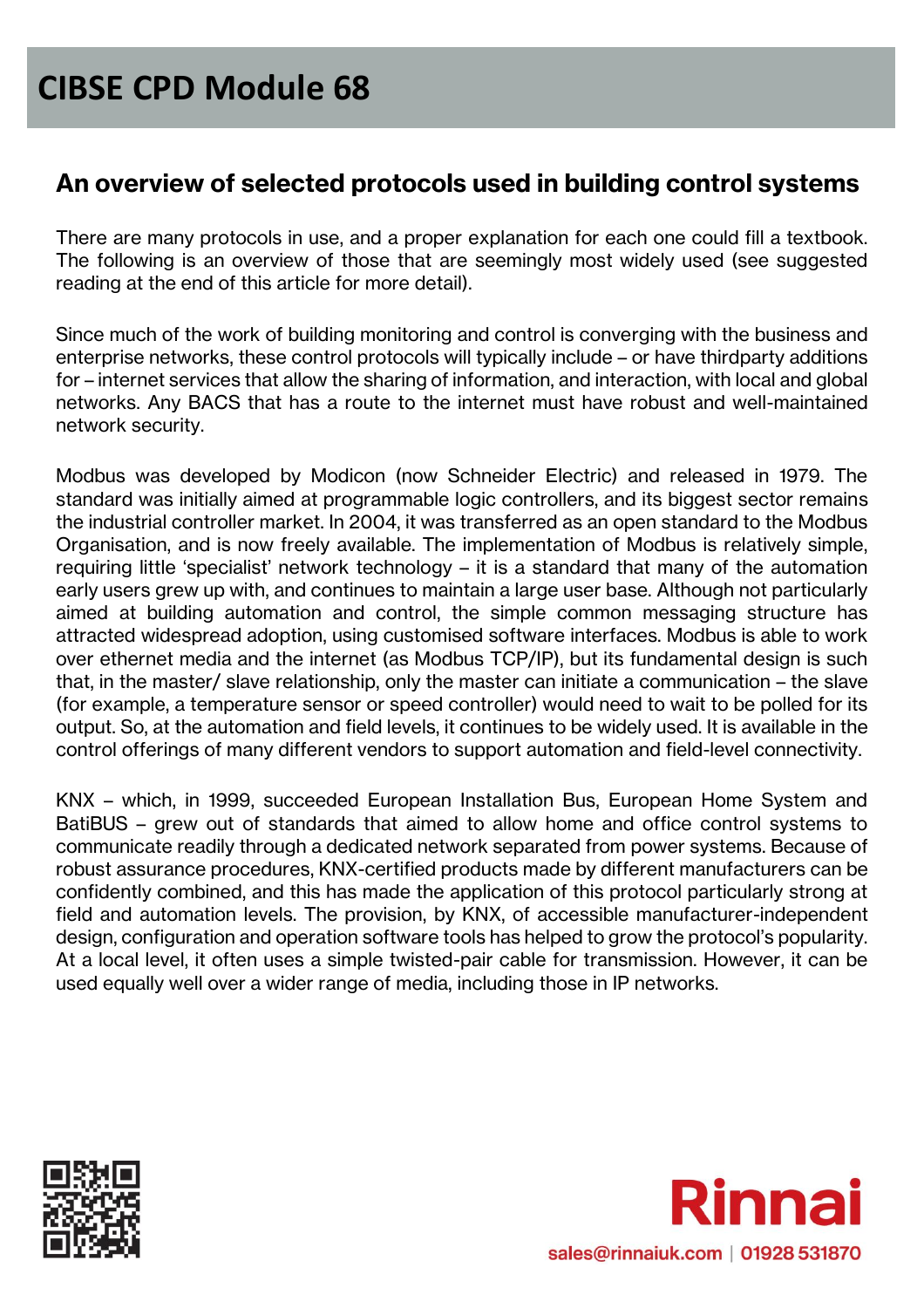## An overview of selected protocols used in building control systems

There are many protocols in use, and a proper explanation for each one could fill a textbook. The following is an overview of those that are seemingly most widely used (see suggested reading at the end of this article for more detail).

Since much of the work of building monitoring and control is converging with the business and enterprise networks, these control protocols will typically include – or have thirdparty additions for – internet services that allow the sharing of information, and interaction, with local and global networks. Any BACS that has a route to the internet must have robust and well-maintained network security.

Modbus was developed by Modicon (now Schneider Electric) and released in 1979. The standard was initially aimed at programmable logic controllers, and its biggest sector remains the industrial controller market. In 2004, it was transferred as an open standard to the Modbus Organisation, and is now freely available. The implementation of Modbus is relatively simple, requiring little 'specialist' network technology – it is a standard that many of the automation early users grew up with, and continues to maintain a large user base. Although not particularly aimed at building automation and control, the simple common messaging structure has attracted widespread adoption, using customised software interfaces. Modbus is able to work over ethernet media and the internet (as Modbus TCP/IP), but its fundamental design is such that, in the master/ slave relationship, only the master can initiate a communication – the slave (for example, a temperature sensor or speed controller) would need to wait to be polled for its output. So, at the automation and field levels, it continues to be widely used. It is available in the control offerings of many different vendors to support automation and field-level connectivity.

KNX – which, in 1999, succeeded European Installation Bus, European Home System and BatiBUS – grew out of standards that aimed to allow home and office control systems to communicate readily through a dedicated network separated from power systems. Because of robust assurance procedures, KNX-certified products made by different manufacturers can be confidently combined, and this has made the application of this protocol particularly strong at field and automation levels. The provision, by KNX, of accessible manufacturer-independent design, configuration and operation software tools has helped to grow the protocol's popularity. At a local level, it often uses a simple twisted-pair cable for transmission. However, it can be used equally well over a wider range of media, including those in IP networks.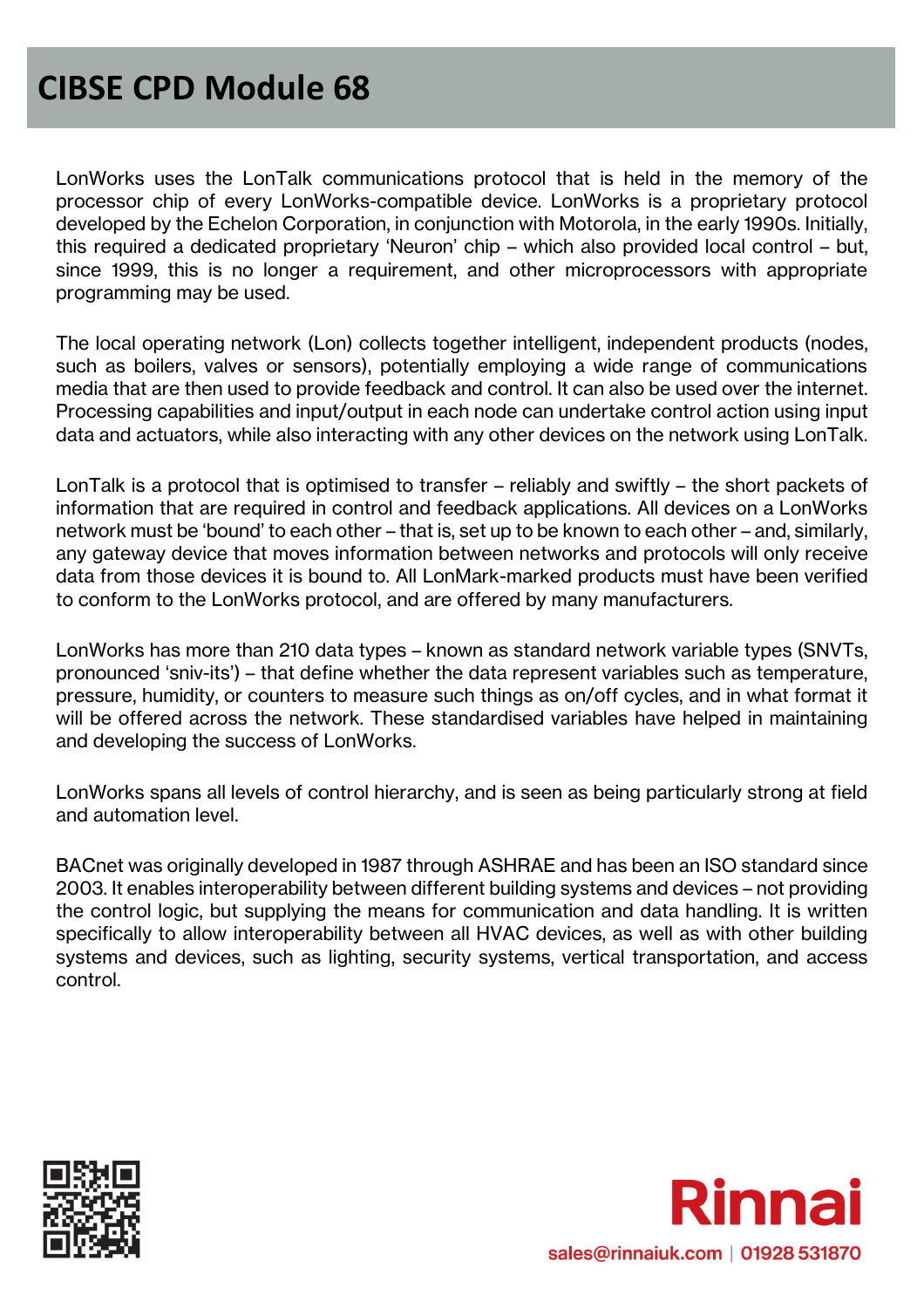LonWorks uses the LonTalk communications protocol that is held in the memory of the processor chip of every LonWorks-compatible device. LonWorks is a proprietary protocol developed by the Echelon Corporation, in conjunction with Motorola, in the early 1990s. Initially, this required a dedicated proprietary 'Neuron' chip – which also provided local control – but, since 1999, this is no longer a requirement, and other microprocessors with appropriate programming may be used.

The local operating network (Lon) collects together intelligent, independent products (nodes, such as boilers, valves or sensors), potentially employing a wide range of communications media that are then used to provide feedback and control. It can also be used over the internet. Processing capabilities and input/output in each node can undertake control action using input data and actuators, while also interacting with any other devices on the network using LonTalk.

LonTalk is a protocol that is optimised to transfer – reliably and swiftly – the short packets of information that are required in control and feedback applications. All devices on a LonWorks network must be 'bound' to each other – that is, set up to be known to each other – and, similarly, any gateway device that moves information between networks and protocols will only receive data from those devices it is bound to. All LonMark-marked products must have been verified to conform to the LonWorks protocol, and are offered by many manufacturers.

LonWorks has more than 210 data types – known as standard network variable types (SNVTs, pronounced 'sniv-its') – that define whether the data represent variables such as temperature, pressure, humidity, or counters to measure such things as on/off cycles, and in what format it will be offered across the network. These standardised variables have helped in maintaining and developing the success of LonWorks.

LonWorks spans all levels of control hierarchy, and is seen as being particularly strong at field and automation level.

BACnet was originally developed in 1987 through ASHRAE and has been an ISO standard since 2003. It enables interoperability between different building systems and devices – not providing the control logic, but supplying the means for communication and data handling. It is written specifically to allow interoperability between all HVAC devices, as well as with other building systems and devices, such as lighting, security systems, vertical transportation, and access control.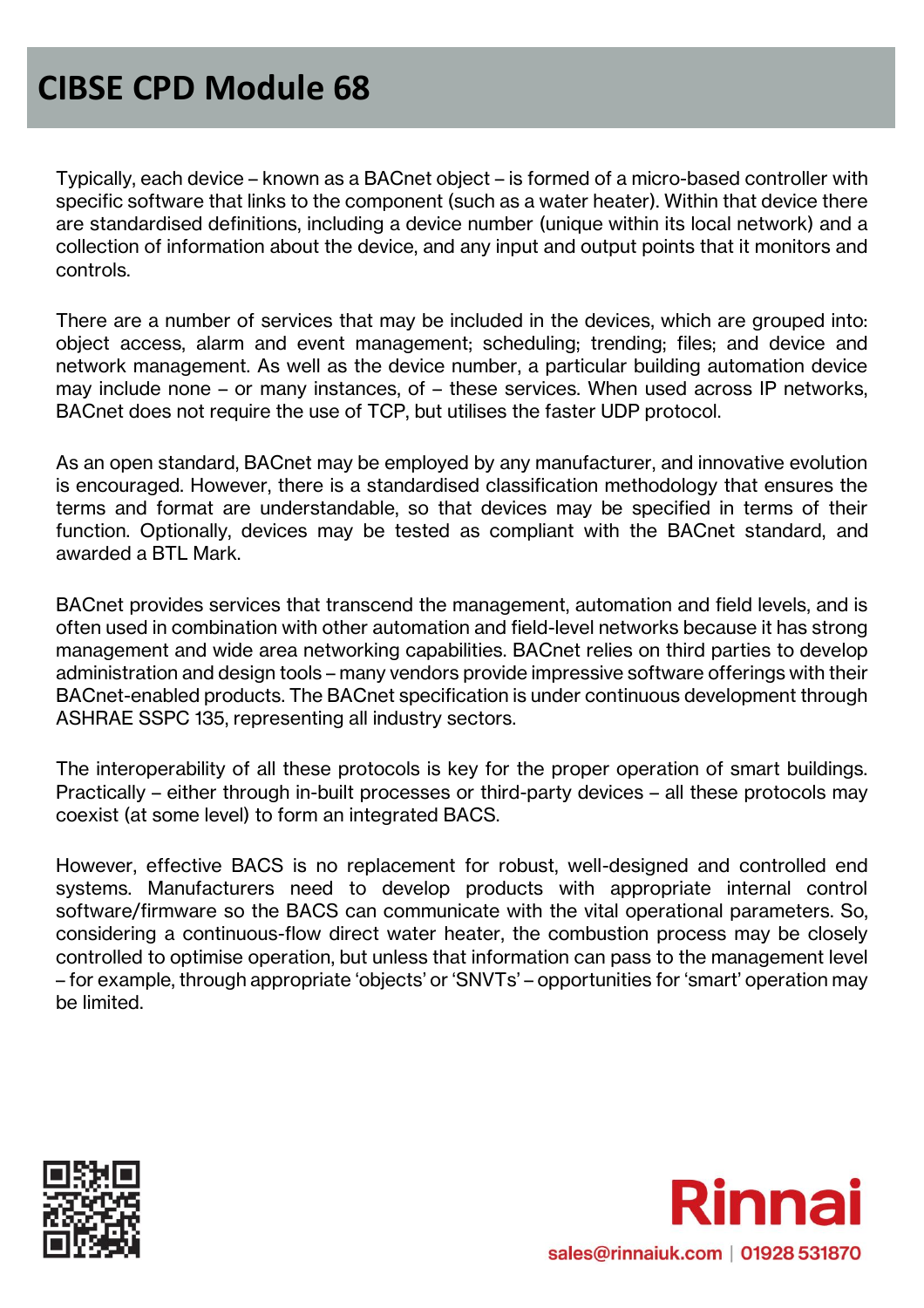Typically, each device – known as a BACnet object – is formed of a micro-based controller with specific software that links to the component (such as a water heater). Within that device there are standardised definitions, including a device number (unique within its local network) and a collection of information about the device, and any input and output points that it monitors and controls.

There are a number of services that may be included in the devices, which are grouped into: object access, alarm and event management; scheduling; trending; files; and device and network management. As well as the device number, a particular building automation device may include none – or many instances, of – these services. When used across IP networks, BACnet does not require the use of TCP, but utilises the faster UDP protocol.

As an open standard, BACnet may be employed by any manufacturer, and innovative evolution is encouraged. However, there is a standardised classification methodology that ensures the terms and format are understandable, so that devices may be specified in terms of their function. Optionally, devices may be tested as compliant with the BACnet standard, and awarded a BTL Mark.

BACnet provides services that transcend the management, automation and field levels, and is often used in combination with other automation and field-level networks because it has strong management and wide area networking capabilities. BACnet relies on third parties to develop administration and design tools – many vendors provide impressive software offerings with their BACnet-enabled products. The BACnet specification is under continuous development through ASHRAE SSPC 135, representing all industry sectors.

The interoperability of all these protocols is key for the proper operation of smart buildings. Practically – either through in-built processes or third-party devices – all these protocols may coexist (at some level) to form an integrated BACS.

However, effective BACS is no replacement for robust, well-designed and controlled end systems. Manufacturers need to develop products with appropriate internal control software/firmware so the BACS can communicate with the vital operational parameters. So, considering a continuous-flow direct water heater, the combustion process may be closely controlled to optimise operation, but unless that information can pass to the management level – for example, through appropriate 'objects' or 'SNVTs' – opportunities for 'smart' operation may be limited.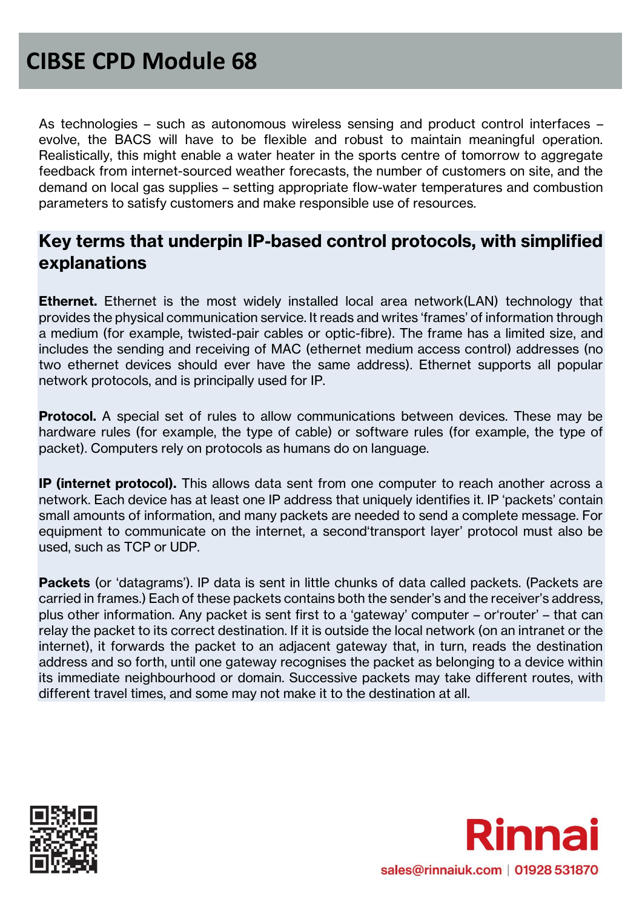As technologies – such as autonomous wireless sensing and product control interfaces – evolve, the BACS will have to be flexible and robust to maintain meaningful operation. Realistically, this might enable a water heater in the sports centre of tomorrow to aggregate feedback from internet-sourced weather forecasts, the number of customers on site, and the demand on local gas supplies – setting appropriate flow-water temperatures and combustion parameters to satisfy customers and make responsible use of resources.

## Key terms that underpin IP-based control protocols, with simplified explanations

**Ethernet.** Ethernet is the most widely installed local area network(LAN) technology that provides the physical communication service. It reads and writes 'frames' of information through a medium (for example, twisted-pair cables or optic-fibre). The frame has a limited size, and includes the sending and receiving of MAC (ethernet medium access control) addresses (no two ethernet devices should ever have the same address). Ethernet supports all popular network protocols, and is principally used for IP.

**Protocol.** A special set of rules to allow communications between devices. These may be hardware rules (for example, the type of cable) or software rules (for example, the type of packet). Computers rely on protocols as humans do on language.

**IP (internet protocol).** This allows data sent from one computer to reach another across a network. Each device has at least one IP address that uniquely identifies it. IP 'packets' contain small amounts of information, and many packets are needed to send a complete message. For equipment to communicate on the internet, a second'transport layer' protocol must also be used, such as TCP or UDP.

**Packets** (or 'datagrams'). IP data is sent in little chunks of data called packets. (Packets are carried in frames.) Each of these packets contains both the sender's and the receiver's address, plus other information. Any packet is sent first to a 'gateway' computer – or'router' – that can relay the packet to its correct destination. If it is outside the local network (on an intranet or the internet), it forwards the packet to an adjacent gateway that, in turn, reads the destination address and so forth, until one gateway recognises the packet as belonging to a device within its immediate neighbourhood or domain. Successive packets may take different routes, with different travel times, and some may not make it to the destination at all.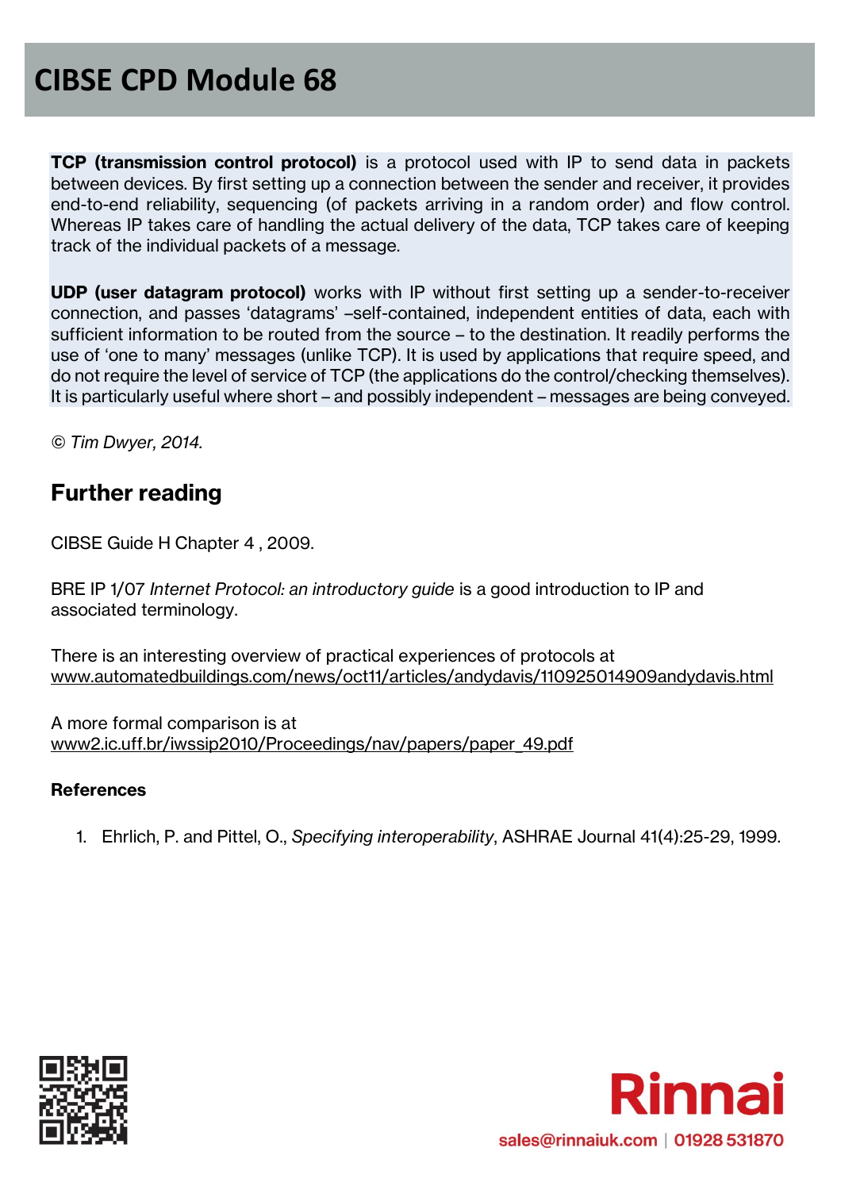**TCP (transmission control protocol)** is a protocol used with IP to send data in packets between devices. By first setting up a connection between the sender and receiver, it provides end-to-end reliability, sequencing (of packets arriving in a random order) and flow control. Whereas IP takes care of handling the actual delivery of the data, TCP takes care of keeping track of the individual packets of a message.

**UDP (user datagram protocol)** works with IP without first setting up a sender-to-receiver connection, and passes 'datagrams' –self-contained, independent entities of data, each with sufficient information to be routed from the source – to the destination. It readily performs the use of 'one to many' messages (unlike TCP). It is used by applications that require speed, and do not require the level of service of TCP (the applications do the control/checking themselves). It is particularly useful where short – and possibly independent – messages are being conveyed.

*© Tim Dwyer, 2014.*

## Further reading

CIBSE Guide H Chapter 4 , 2009.

BRE IP 1/07 *Internet Protocol: an introductory guide* is a good introduction to IP and associated terminology.

There is an interesting overview of practical experiences of protocols at www.automatedbuildings.com/news/oct11/articles/andydavis/110925014909andydavis.html

A more formal comparison is at www2.ic.uff.br/iwssip2010/Proceedings/nav/papers/paper_49.pdf

### References

1. Ehrlich, P. and Pittel, O., *Specifying interoperability*, ASHRAE Journal 41(4):25-29, 1999.

Rinnai

sales@rinnaiuk.com | 01928 531870